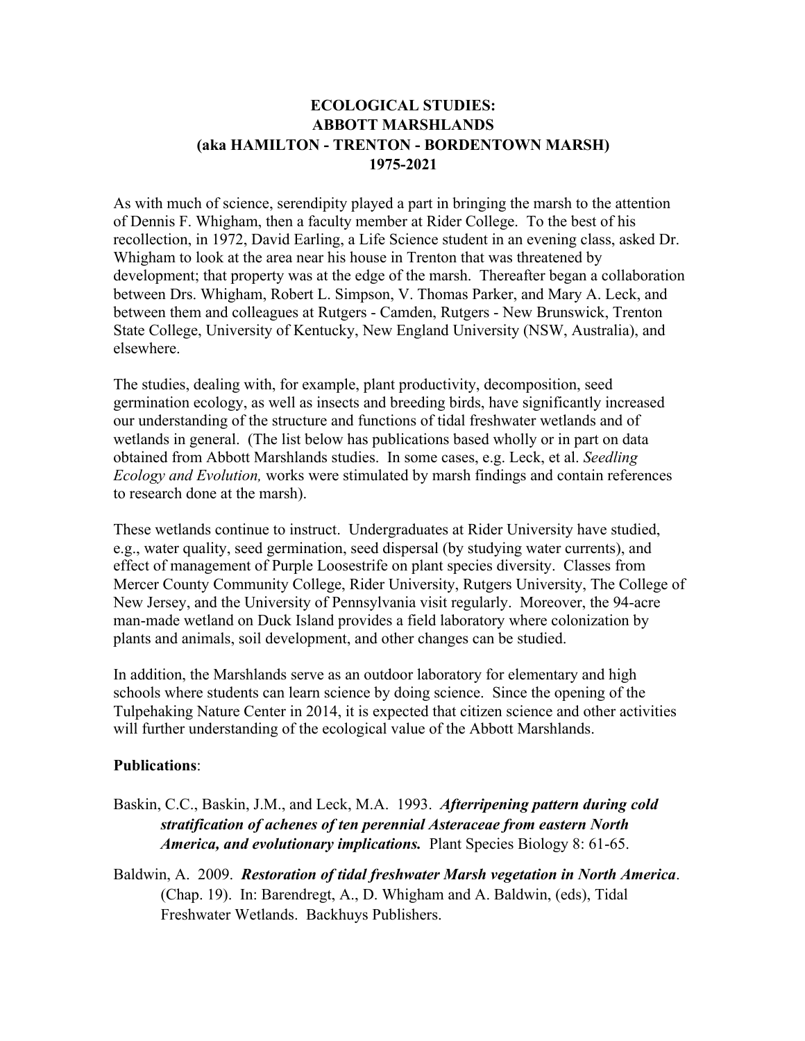# ECOLOGICAL STUDIES:
# ABBOTT MARSHLANDS
# (aka HAMILTON - TRENTON - BORDENTOWN MARSH)
# 1975-2021

As with much of science, serendipity played a part in bringing the marsh to the attention of Dennis F. Whigham, then a faculty member at Rider College. To the best of his recollection, in 1972, David Earling, a Life Science student in an evening class, asked Dr. Whigham to look at the area near his house in Trenton that was threatened by development; that property was at the edge of the marsh. Thereafter began a collaboration between Drs. Whigham, Robert L. Simpson, V. Thomas Parker, and Mary A. Leck, and between them and colleagues at Rutgers - Camden, Rutgers - New Brunswick, Trenton State College, University of Kentucky, New England University (NSW, Australia), and elsewhere.

The studies, dealing with, for example, plant productivity, decomposition, seed germination ecology, as well as insects and breeding birds, have significantly increased our understanding of the structure and functions of tidal freshwater wetlands and of wetlands in general. (The list below has publications based wholly or in part on data obtained from Abbott Marshlands studies. In some cases, e.g. Leck, et al. *Seedling Ecology and Evolution,* works were stimulated by marsh findings and contain references to research done at the marsh).

These wetlands continue to instruct. Undergraduates at Rider University have studied, e.g., water quality, seed germination, seed dispersal (by studying water currents), and effect of management of Purple Loosestrife on plant species diversity. Classes from Mercer County Community College, Rider University, Rutgers University, The College of New Jersey, and the University of Pennsylvania visit regularly. Moreover, the 94-acre man-made wetland on Duck Island provides a field laboratory where colonization by plants and animals, soil development, and other changes can be studied.

In addition, the Marshlands serve as an outdoor laboratory for elementary and high schools where students can learn science by doing science. Since the opening of the Tulpehaking Nature Center in 2014, it is expected that citizen science and other activities will further understanding of the ecological value of the Abbott Marshlands.

**Publications**:

Baskin, C.C., Baskin, J.M., and Leck, M.A. 1993. ***Afterripening pattern during cold stratification of achenes of ten perennial Asteraceae from eastern North America, and evolutionary implications.*** Plant Species Biology 8: 61-65.

Baldwin, A. 2009. ***Restoration of tidal freshwater Marsh vegetation in North America***. (Chap. 19). In: Barendregt, A., D. Whigham and A. Baldwin, (eds), Tidal Freshwater Wetlands. Backhuys Publishers.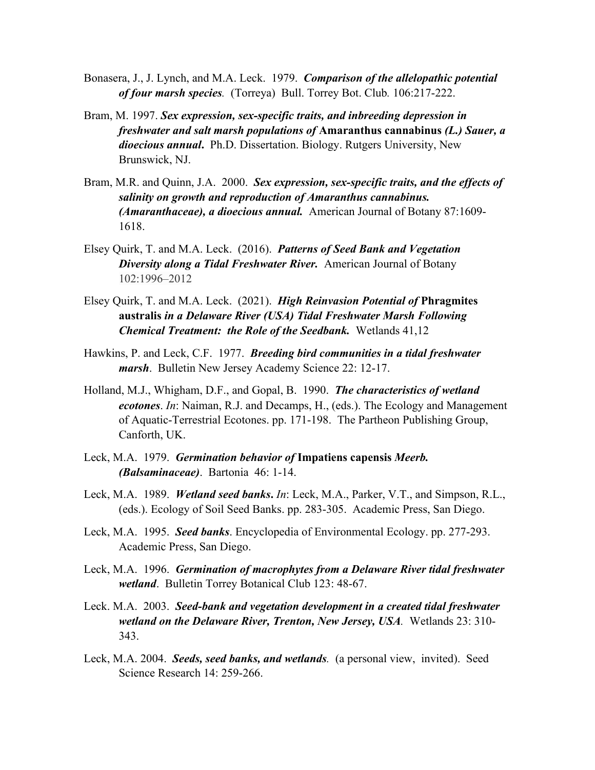Bonasera, J., J. Lynch, and M.A. Leck. 1979. ***Comparison of the allelopathic potential of four marsh species***. (Torreya) Bull. Torrey Bot. Club*.* 106:217-222.

Bram, M. 1997. ***Sex expression, sex-specific traits, and inbreeding depression in freshwater and salt marsh populations of*** **Amaranthus cannabinus** ***(L.) Sauer, a dioecious annual*****.** Ph.D. Dissertation. Biology. Rutgers University, New Brunswick, NJ.

Bram, M.R. and Quinn, J.A. 2000. ***Sex expression, sex-specific traits, and the effects of salinity on growth and reproduction of Amaranthus cannabinus. (Amaranthaceae), a dioecious annual.*** American Journal of Botany 87:1609-1618.

Elsey Quirk, T. and M.A. Leck. (2016). ***Patterns of Seed Bank and Vegetation Diversity along a Tidal Freshwater River.*** American Journal of Botany 102:1996–2012

Elsey Quirk, T. and M.A. Leck. (2021). ***High Reinvasion Potential of*** **Phragmites australis** ***in a Delaware River (USA) Tidal Freshwater Marsh Following Chemical Treatment: the Role of the Seedbank.*** Wetlands 41,12

Hawkins, P. and Leck, C.F. 1977. ***Breeding bird communities in a tidal freshwater marsh***. Bulletin New Jersey Academy Science 22: 12-17.

Holland, M.J., Whigham, D.F., and Gopal, B. 1990. ***The characteristics of wetland ecotones***. *In*: Naiman, R.J. and Decamps, H., (eds.). The Ecology and Management of Aquatic-Terrestrial Ecotones. pp. 171-198. The Partheon Publishing Group, Canforth, UK.

Leck, M.A. 1979. ***Germination behavior of*** **Impatiens capensis** ***Meerb. (Balsaminaceae)***. Bartonia 46: 1-14.

Leck, M.A. 1989. ***Wetland seed banks*****.** *In*: Leck, M.A., Parker, V.T., and Simpson, R.L., (eds.). Ecology of Soil Seed Banks. pp. 283-305. Academic Press, San Diego.

Leck, M.A. 1995. ***Seed banks***. Encyclopedia of Environmental Ecology. pp. 277-293. Academic Press, San Diego.

Leck, M.A. 1996. ***Germination of macrophytes from a Delaware River tidal freshwater wetland***. Bulletin Torrey Botanical Club 123: 48-67.

Leck. M.A. 2003. ***Seed-bank and vegetation development in a created tidal freshwater wetland on the Delaware River, Trenton, New Jersey, USA****.* Wetlands 23: 310-343.

Leck, M.A. 2004. ***Seeds, seed banks, and wetlands****.* (a personal view, invited). Seed Science Research 14: 259-266.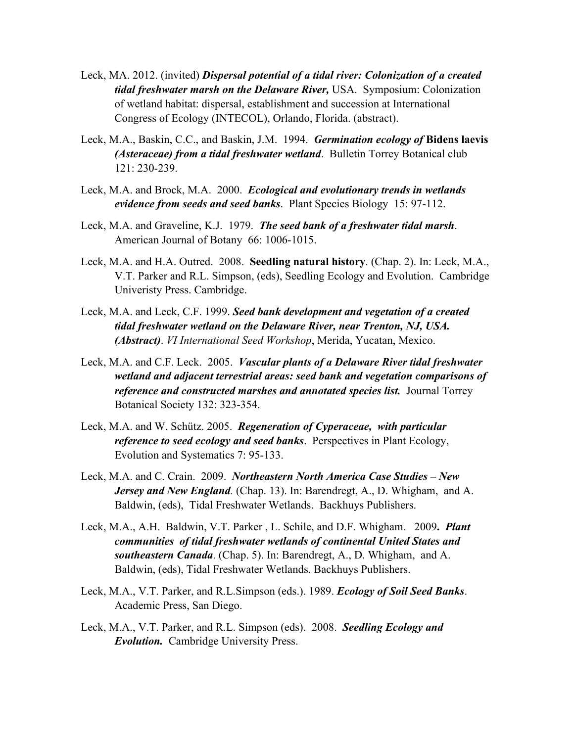Leck, MA. 2012. (invited) ***Dispersal potential of a tidal river: Colonization of a created tidal freshwater marsh on the Delaware River,*** USA. Symposium: Colonization of wetland habitat: dispersal, establishment and succession at International Congress of Ecology (INTECOL), Orlando, Florida. (abstract).

Leck, M.A., Baskin, C.C., and Baskin, J.M. 1994. ***Germination ecology of*** **Bidens laevis** ***(Asteraceae) from a tidal freshwater wetland***. Bulletin Torrey Botanical club 121: 230-239.

Leck, M.A. and Brock, M.A. 2000. ***Ecological and evolutionary trends in wetlands evidence from seeds and seed banks***. Plant Species Biology 15: 97-112.

Leck, M.A. and Graveline, K.J. 1979. ***The seed bank of a freshwater tidal marsh***. American Journal of Botany 66: 1006-1015.

Leck, M.A. and H.A. Outred. 2008. **Seedling natural history**. (Chap. 2). In: Leck, M.A., V.T. Parker and R.L. Simpson, (eds), Seedling Ecology and Evolution. Cambridge Univeristy Press. Cambridge.

Leck, M.A. and Leck, C.F. 1999. ***Seed bank development and vegetation of a created tidal freshwater wetland on the Delaware River, near Trenton, NJ, USA. (Abstract)***. *VI International Seed Workshop*, Merida, Yucatan, Mexico.

Leck, M.A. and C.F. Leck. 2005. ***Vascular plants of a Delaware River tidal freshwater wetland and adjacent terrestrial areas: seed bank and vegetation comparisons of reference and constructed marshes and annotated species list.*** Journal Torrey Botanical Society 132: 323-354.

Leck, M.A. and W. Schütz. 2005. ***Regeneration of Cyperaceae, with particular reference to seed ecology and seed banks***. Perspectives in Plant Ecology, Evolution and Systematics 7: 95-133.

Leck, M.A. and C. Crain. 2009. ***Northeastern North America Case Studies – New Jersey and New England****.* (Chap. 13). In: Barendregt, A., D. Whigham, and A. Baldwin, (eds), Tidal Freshwater Wetlands. Backhuys Publishers.

Leck, M.A., A.H. Baldwin, V.T. Parker , L. Schile, and D.F. Whigham. 2009**.** ***Plant communities of tidal freshwater wetlands of continental United States and southeastern Canada***. (Chap. 5). In: Barendregt, A., D. Whigham, and A. Baldwin, (eds), Tidal Freshwater Wetlands. Backhuys Publishers.

Leck, M.A., V.T. Parker, and R.L.Simpson (eds.). 1989. ***Ecology of Soil Seed Banks***. Academic Press, San Diego.

Leck, M.A., V.T. Parker, and R.L. Simpson (eds). 2008. ***Seedling Ecology and Evolution.*** Cambridge University Press.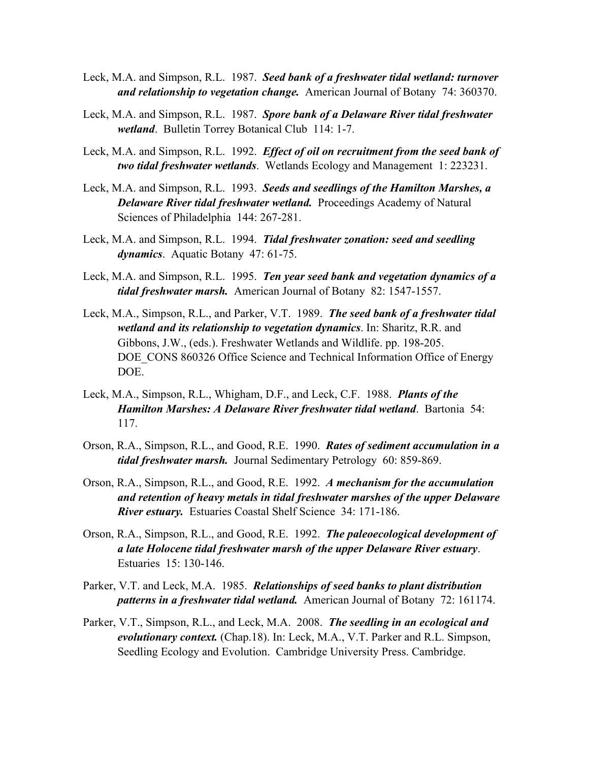Leck, M.A. and Simpson, R.L. 1987. ***Seed bank of a freshwater tidal wetland: turnover and relationship to vegetation change.*** American Journal of Botany 74: 360370.

Leck, M.A. and Simpson, R.L. 1987. ***Spore bank of a Delaware River tidal freshwater wetland***. Bulletin Torrey Botanical Club 114: 1-7.

Leck, M.A. and Simpson, R.L. 1992. ***Effect of oil on recruitment from the seed bank of two tidal freshwater wetlands***. Wetlands Ecology and Management 1: 223231.

Leck, M.A. and Simpson, R.L. 1993. ***Seeds and seedlings of the Hamilton Marshes, a Delaware River tidal freshwater wetland.*** Proceedings Academy of Natural Sciences of Philadelphia 144: 267-281.

Leck, M.A. and Simpson, R.L. 1994. ***Tidal freshwater zonation: seed and seedling dynamics***. Aquatic Botany 47: 61-75.

Leck, M.A. and Simpson, R.L. 1995. ***Ten year seed bank and vegetation dynamics of a tidal freshwater marsh.*** American Journal of Botany 82: 1547-1557.

Leck, M.A., Simpson, R.L., and Parker, V.T. 1989. ***The seed bank of a freshwater tidal wetland and its relationship to vegetation dynamics***. In: Sharitz, R.R. and Gibbons, J.W., (eds.). Freshwater Wetlands and Wildlife. pp. 198-205. DOE_CONS 860326 Office Science and Technical Information Office of Energy DOE.

Leck, M.A., Simpson, R.L., Whigham, D.F., and Leck, C.F. 1988. ***Plants of the Hamilton Marshes: A Delaware River freshwater tidal wetland***. Bartonia 54: 117.

Orson, R.A., Simpson, R.L., and Good, R.E. 1990. ***Rates of sediment accumulation in a tidal freshwater marsh.*** Journal Sedimentary Petrology 60: 859-869.

Orson, R.A., Simpson, R.L., and Good, R.E. 1992. ***A mechanism for the accumulation and retention of heavy metals in tidal freshwater marshes of the upper Delaware River estuary.*** Estuaries Coastal Shelf Science 34: 171-186.

Orson, R.A., Simpson, R.L., and Good, R.E. 1992. ***The paleoecological development of a late Holocene tidal freshwater marsh of the upper Delaware River estuary***. Estuaries 15: 130-146.

Parker, V.T. and Leck, M.A. 1985. ***Relationships of seed banks to plant distribution patterns in a freshwater tidal wetland.*** American Journal of Botany 72: 161174.

Parker, V.T., Simpson, R.L., and Leck, M.A. 2008. ***The seedling in an ecological and evolutionary context.*** (Chap.18). In: Leck, M.A., V.T. Parker and R.L. Simpson, Seedling Ecology and Evolution. Cambridge University Press. Cambridge.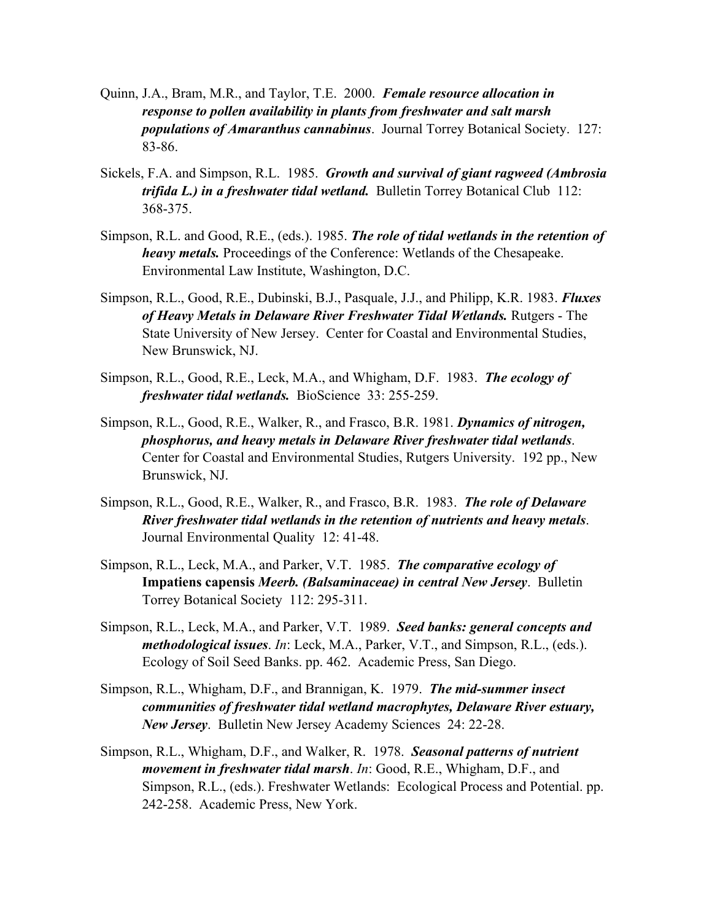Quinn, J.A., Bram, M.R., and Taylor, T.E. 2000. ***Female resource allocation in response to pollen availability in plants from freshwater and salt marsh populations of Amaranthus cannabinus***. Journal Torrey Botanical Society. 127: 83-86.

Sickels, F.A. and Simpson, R.L. 1985. ***Growth and survival of giant ragweed (Ambrosia trifida L.) in a freshwater tidal wetland.*** Bulletin Torrey Botanical Club 112: 368-375.

Simpson, R.L. and Good, R.E., (eds.). 1985. ***The role of tidal wetlands in the retention of heavy metals.*** Proceedings of the Conference: Wetlands of the Chesapeake. Environmental Law Institute, Washington, D.C.

Simpson, R.L., Good, R.E., Dubinski, B.J., Pasquale, J.J., and Philipp, K.R. 1983. ***Fluxes of Heavy Metals in Delaware River Freshwater Tidal Wetlands.*** Rutgers - The State University of New Jersey. Center for Coastal and Environmental Studies, New Brunswick, NJ.

Simpson, R.L., Good, R.E., Leck, M.A., and Whigham, D.F. 1983. ***The ecology of freshwater tidal wetlands.*** BioScience 33: 255-259.

Simpson, R.L., Good, R.E., Walker, R., and Frasco, B.R. 1981. ***Dynamics of nitrogen, phosphorus, and heavy metals in Delaware River freshwater tidal wetlands***. Center for Coastal and Environmental Studies, Rutgers University. 192 pp., New Brunswick, NJ.

Simpson, R.L., Good, R.E., Walker, R., and Frasco, B.R. 1983. ***The role of Delaware River freshwater tidal wetlands in the retention of nutrients and heavy metals***. Journal Environmental Quality 12: 41-48.

Simpson, R.L., Leck, M.A., and Parker, V.T. 1985. ***The comparative ecology of* Impatiens capensis *Meerb. (Balsaminaceae) in central New Jersey***. Bulletin Torrey Botanical Society 112: 295-311.

Simpson, R.L., Leck, M.A., and Parker, V.T. 1989. ***Seed banks: general concepts and methodological issues***. *In*: Leck, M.A., Parker, V.T., and Simpson, R.L., (eds.). Ecology of Soil Seed Banks. pp. 462. Academic Press, San Diego.

Simpson, R.L., Whigham, D.F., and Brannigan, K. 1979. ***The mid-summer insect communities of freshwater tidal wetland macrophytes, Delaware River estuary, New Jersey***. Bulletin New Jersey Academy Sciences 24: 22-28.

Simpson, R.L., Whigham, D.F., and Walker, R. 1978. ***Seasonal patterns of nutrient movement in freshwater tidal marsh***. *In*: Good, R.E., Whigham, D.F., and Simpson, R.L., (eds.). Freshwater Wetlands: Ecological Process and Potential. pp. 242-258. Academic Press, New York.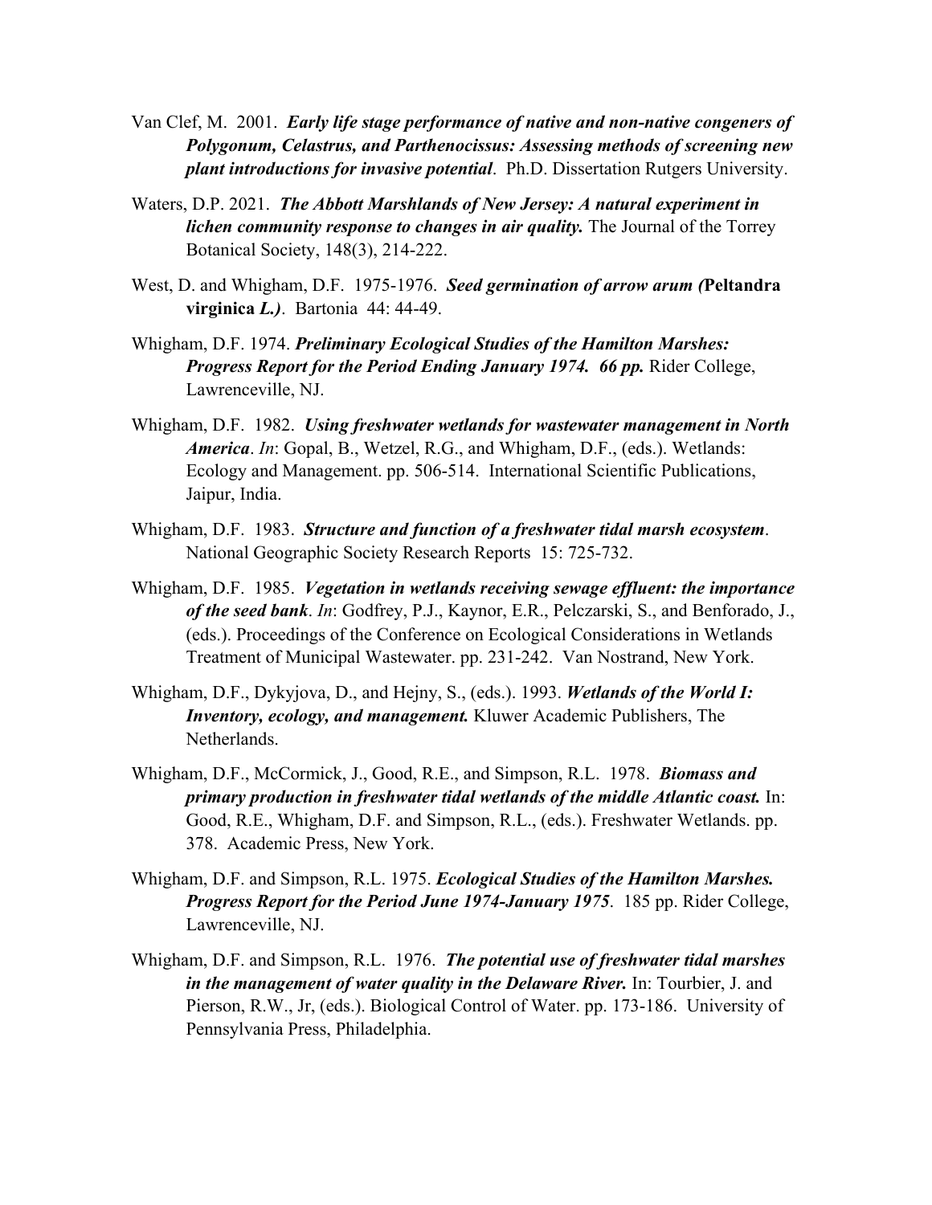Van Clef, M. 2001. ***Early life stage performance of native and non-native congeners of Polygonum, Celastrus, and Parthenocissus: Assessing methods of screening new plant introductions for invasive potential***. Ph.D. Dissertation Rutgers University.

Waters, D.P. 2021. ***The Abbott Marshlands of New Jersey: A natural experiment in lichen community response to changes in air quality.*** The Journal of the Torrey Botanical Society, 148(3), 214-222.

West, D. and Whigham, D.F. 1975-1976. ***Seed germination of arrow arum (*****Peltandra virginica *****L.)***. Bartonia 44: 44-49.

Whigham, D.F. 1974. ***Preliminary Ecological Studies of the Hamilton Marshes: Progress Report for the Period Ending January 1974. 66 pp.*** Rider College, Lawrenceville, NJ.

Whigham, D.F. 1982. ***Using freshwater wetlands for wastewater management in North America***. *In*: Gopal, B., Wetzel, R.G., and Whigham, D.F., (eds.). Wetlands: Ecology and Management. pp. 506-514. International Scientific Publications, Jaipur, India.

Whigham, D.F. 1983. ***Structure and function of a freshwater tidal marsh ecosystem***. National Geographic Society Research Reports 15: 725-732.

Whigham, D.F. 1985. ***Vegetation in wetlands receiving sewage effluent: the importance of the seed bank***. *In*: Godfrey, P.J., Kaynor, E.R., Pelczarski, S., and Benforado, J., (eds.). Proceedings of the Conference on Ecological Considerations in Wetlands Treatment of Municipal Wastewater. pp. 231-242. Van Nostrand, New York.

Whigham, D.F., Dykyjova, D., and Hejny, S., (eds.). 1993. ***Wetlands of the World I: Inventory, ecology, and management.*** Kluwer Academic Publishers, The Netherlands.

Whigham, D.F., McCormick, J., Good, R.E., and Simpson, R.L. 1978. ***Biomass and primary production in freshwater tidal wetlands of the middle Atlantic coast.*** In: Good, R.E., Whigham, D.F. and Simpson, R.L., (eds.). Freshwater Wetlands. pp. 378. Academic Press, New York.

Whigham, D.F. and Simpson, R.L. 1975. ***Ecological Studies of the Hamilton Marshes. Progress Report for the Period June 1974-January 1975***. 185 pp. Rider College, Lawrenceville, NJ.

Whigham, D.F. and Simpson, R.L. 1976. ***The potential use of freshwater tidal marshes in the management of water quality in the Delaware River.*** In: Tourbier, J. and Pierson, R.W., Jr, (eds.). Biological Control of Water. pp. 173-186. University of Pennsylvania Press, Philadelphia.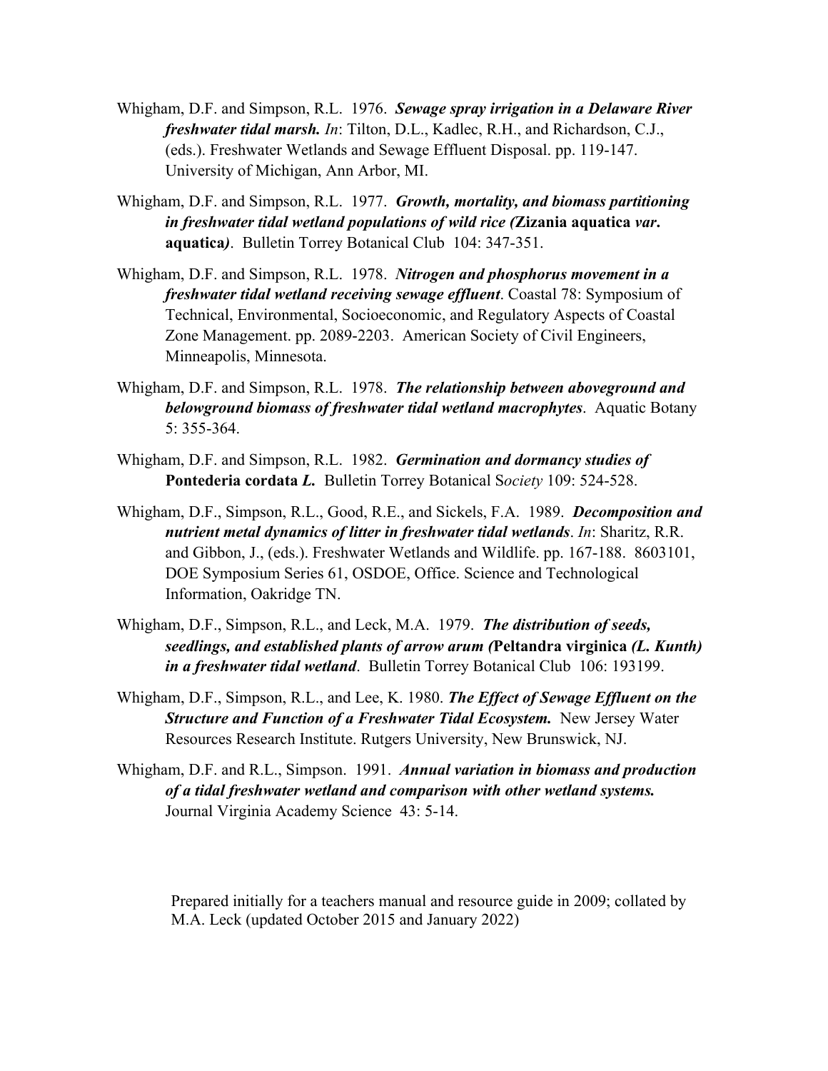Whigham, D.F. and Simpson, R.L. 1976. ***Sewage spray irrigation in a Delaware River freshwater tidal marsh.*** *In*: Tilton, D.L., Kadlec, R.H., and Richardson, C.J., (eds.). Freshwater Wetlands and Sewage Effluent Disposal. pp. 119-147. University of Michigan, Ann Arbor, MI.

Whigham, D.F. and Simpson, R.L. 1977. ***Growth, mortality, and biomass partitioning in freshwater tidal wetland populations of wild rice (*****Zizania aquatica** ***var*****. aquatica*****)***. Bulletin Torrey Botanical Club 104: 347-351.

Whigham, D.F. and Simpson, R.L. 1978. ***Nitrogen and phosphorus movement in a freshwater tidal wetland receiving sewage effluent***. Coastal 78: Symposium of Technical, Environmental, Socioeconomic, and Regulatory Aspects of Coastal Zone Management. pp. 2089-2203. American Society of Civil Engineers, Minneapolis, Minnesota.

Whigham, D.F. and Simpson, R.L. 1978. ***The relationship between aboveground and belowground biomass of freshwater tidal wetland macrophytes***. Aquatic Botany 5: 355-364.

Whigham, D.F. and Simpson, R.L. 1982. ***Germination and dormancy studies of*** **Pontederia cordata** ***L.*** Bulletin Torrey Botanical S*ociety* 109: 524-528.

Whigham, D.F., Simpson, R.L., Good, R.E., and Sickels, F.A. 1989. ***Decomposition and nutrient metal dynamics of litter in freshwater tidal wetlands***. *In*: Sharitz, R.R. and Gibbon, J., (eds.). Freshwater Wetlands and Wildlife. pp. 167-188. 8603101, DOE Symposium Series 61, OSDOE, Office. Science and Technological Information, Oakridge TN.

Whigham, D.F., Simpson, R.L., and Leck, M.A. 1979. ***The distribution of seeds, seedlings, and established plants of arrow arum (*****Peltandra virginica** ***(L. Kunth) in a freshwater tidal wetland***. Bulletin Torrey Botanical Club 106: 193199.

Whigham, D.F., Simpson, R.L., and Lee, K. 1980. ***The Effect of Sewage Effluent on the Structure and Function of a Freshwater Tidal Ecosystem.*** New Jersey Water Resources Research Institute. Rutgers University, New Brunswick, NJ.

Whigham, D.F. and R.L., Simpson. 1991. ***Annual variation in biomass and production of a tidal freshwater wetland and comparison with other wetland systems.*** Journal Virginia Academy Science 43: 5-14.

Prepared initially for a teachers manual and resource guide in 2009; collated by M.A. Leck (updated October 2015 and January 2022)